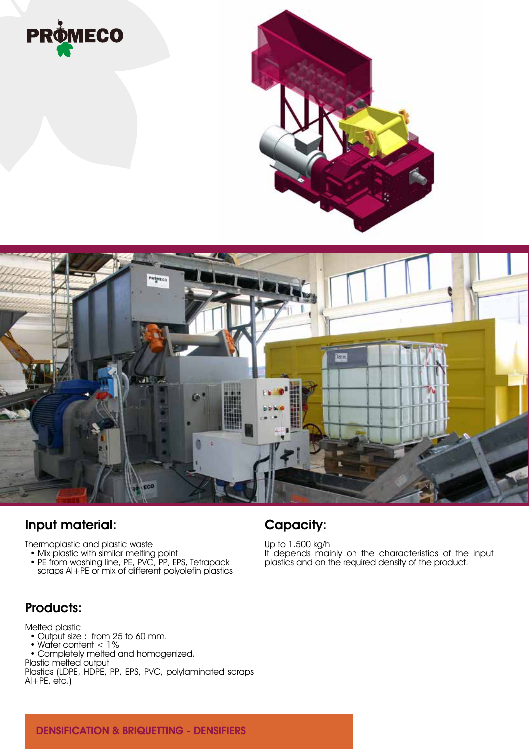PROMECO

## Input material:

Thermoplastic and plastic waste

- Mix plastic with similar melting point
- PE from washing line, PE, PVC, PP, EPS, Tetrapack scraps Al+PE or mix of different polyolefin plastics

## Capacity:

Up to 1.500 kg/h
It depends mainly on the characteristics of the input plastics and on the required density of the product.

## Products:

Melted plastic

- Output size : from 25 to 60 mm.
- Water content < 1%
- Completely melted and homogenized.

Plastic melted output
Plastics (LDPE, HDPE, PP, EPS, PVC, polylaminated scraps Al+PE, etc.)

DENSIFICATION & BRIQUETTING - DENSIFIERS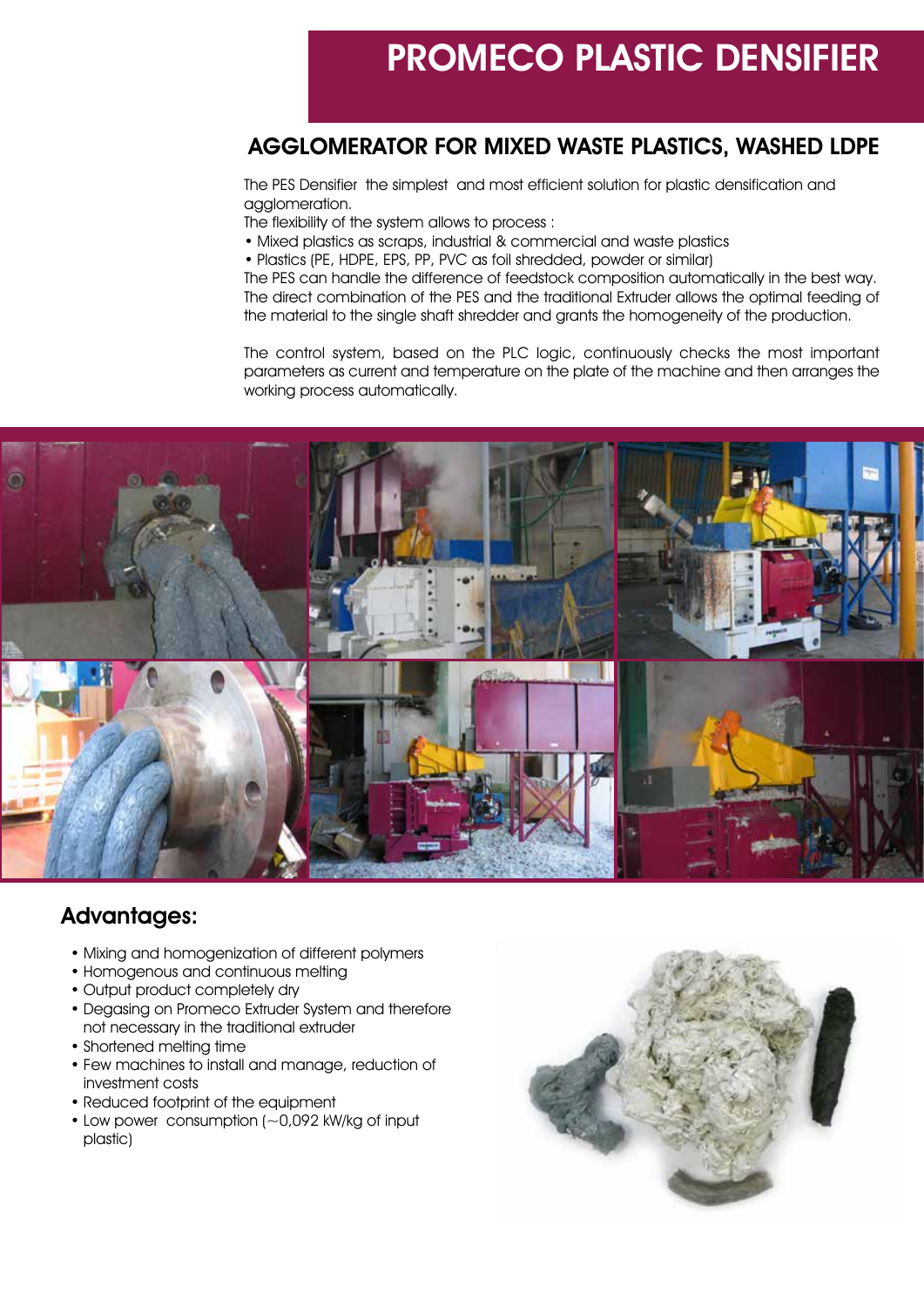# PROMECO PLASTIC DENSIFIER

## AGGLOMERATOR FOR MIXED WASTE PLASTICS, WASHED LDPE

The PES Densifier the simplest and most efficient solution for plastic densification and agglomeration.
The flexibility of the system allows to process :

- Mixed plastics as scraps, industrial & commercial and waste plastics
- Plastics (PE, HDPE, EPS, PP, PVC as foil shredded, powder or similar)

The PES can handle the difference of feedstock composition automatically in the best way. The direct combination of the PES and the traditional Extruder allows the optimal feeding of the material to the single shaft shredder and grants the homogeneity of the production.

The control system, based on the PLC logic, continuously checks the most important parameters as current and temperature on the plate of the machine and then arranges the working process automatically.

## Advantages:

- Mixing and homogenization of different polymers
- Homogenous and continuous melting
- Output product completely dry
- Degasing on Promeco Extruder System and therefore not necessary in the traditional extruder
- Shortened melting time
- Few machines to install and manage, reduction of investment costs
- Reduced footprint of the equipment
- Low power consumption (~0,092 kW/kg of input plastic)